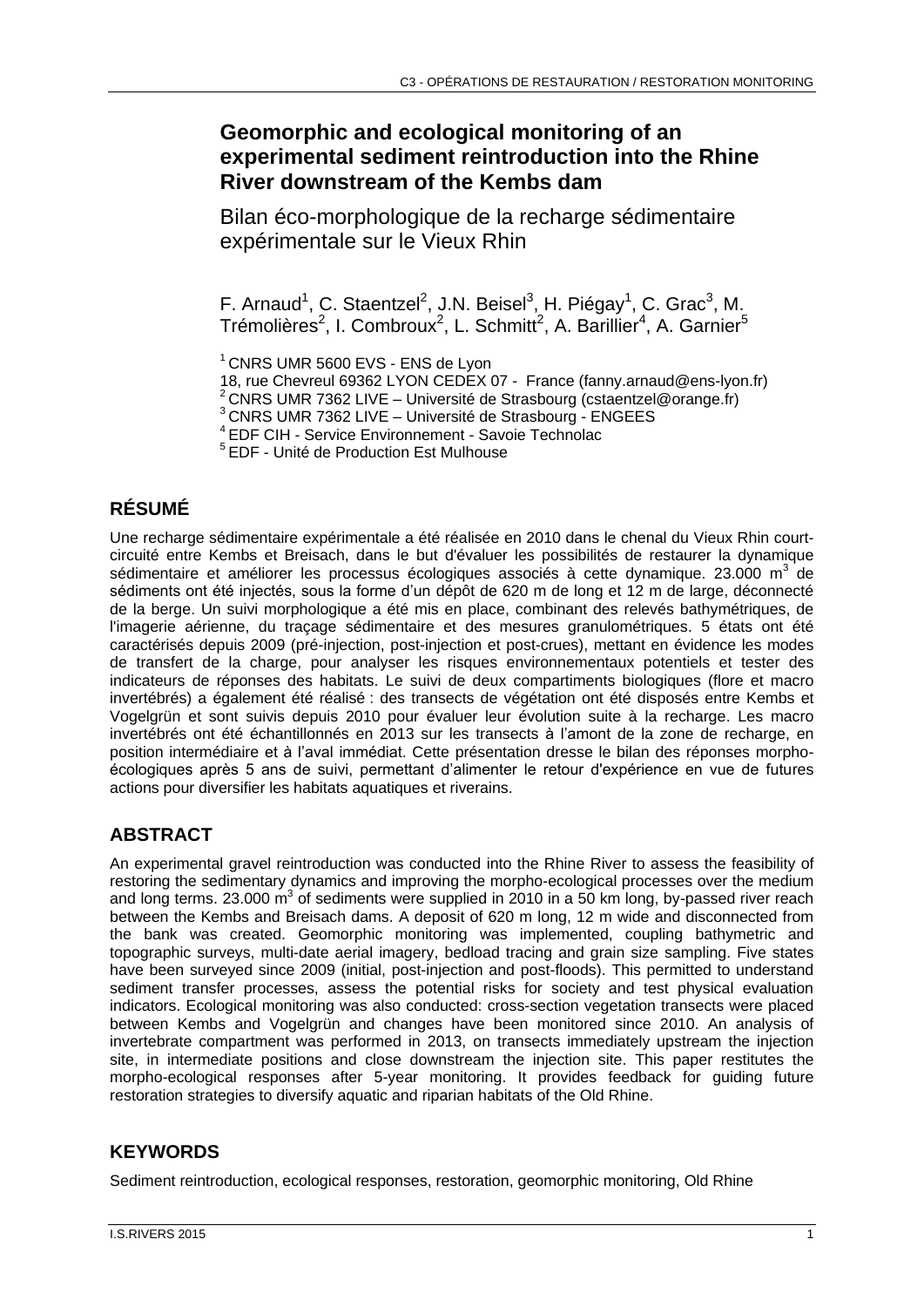# Geomorphic and ecological monitoring of an experimental sediment reintroduction into the Rhine River downstream of the Kembs dam

Bilan éco-morphologique de la recharge sédimentaire expérimentale sur le Vieux Rhin

F. Arnaud[1], C. Staentzel[2], J.N. Beisel[3], H. Piégay[1], C. Grac[3], M. Trémolières[2], I. Combroux[2], L. Schmitt[2], A. Barillier[4], A. Garnier[5]

[1] CNRS UMR 5600 EVS - ENS de Lyon
18, rue Chevreul 69362 LYON CEDEX 07 - France (fanny.arnaud@ens-lyon.fr)
[2] CNRS UMR 7362 LIVE – Université de Strasbourg (cstaentzel@orange.fr)
[3] CNRS UMR 7362 LIVE – Université de Strasbourg - ENGEES
[4] EDF CIH - Service Environnement - Savoie Technolac
[5] EDF - Unité de Production Est Mulhouse

## RÉSUMÉ

Une recharge sédimentaire expérimentale a été réalisée en 2010 dans le chenal du Vieux Rhin court-circuité entre Kembs et Breisach, dans le but d'évaluer les possibilités de restaurer la dynamique sédimentaire et améliorer les processus écologiques associés à cette dynamique. 23.000 m$^3$ de sédiments ont été injectés, sous la forme d'un dépôt de 620 m de long et 12 m de large, déconnecté de la berge. Un suivi morphologique a été mis en place, combinant des relevés bathymétriques, de l'imagerie aérienne, du traçage sédimentaire et des mesures granulométriques. 5 états ont été caractérisés depuis 2009 (pré-injection, post-injection et post-crues), mettant en évidence les modes de transfert de la charge, pour analyser les risques environnementaux potentiels et tester des indicateurs de réponses des habitats. Le suivi de deux compartiments biologiques (flore et macro invertébrés) a également été réalisé : des transects de végétation ont été disposés entre Kembs et Vogelgrün et sont suivis depuis 2010 pour évaluer leur évolution suite à la recharge. Les macro invertébrés ont été échantillonnés en 2013 sur les transects à l'amont de la zone de recharge, en position intermédiaire et à l'aval immédiat. Cette présentation dresse le bilan des réponses morpho-écologiques après 5 ans de suivi, permettant d'alimenter le retour d'expérience en vue de futures actions pour diversifier les habitats aquatiques et riverains.

## ABSTRACT

An experimental gravel reintroduction was conducted into the Rhine River to assess the feasibility of restoring the sedimentary dynamics and improving the morpho-ecological processes over the medium and long terms. 23.000 m$^3$ of sediments were supplied in 2010 in a 50 km long, by-passed river reach between the Kembs and Breisach dams. A deposit of 620 m long, 12 m wide and disconnected from the bank was created. Geomorphic monitoring was implemented, coupling bathymetric and topographic surveys, multi-date aerial imagery, bedload tracing and grain size sampling. Five states have been surveyed since 2009 (initial, post-injection and post-floods). This permitted to understand sediment transfer processes, assess the potential risks for society and test physical evaluation indicators. Ecological monitoring was also conducted: cross-section vegetation transects were placed between Kembs and Vogelgrün and changes have been monitored since 2010. An analysis of invertebrate compartment was performed in 2013, on transects immediately upstream the injection site, in intermediate positions and close downstream the injection site. This paper restitutes the morpho-ecological responses after 5-year monitoring. It provides feedback for guiding future restoration strategies to diversify aquatic and riparian habitats of the Old Rhine.

## KEYWORDS

Sediment reintroduction, ecological responses, restoration, geomorphic monitoring, Old Rhine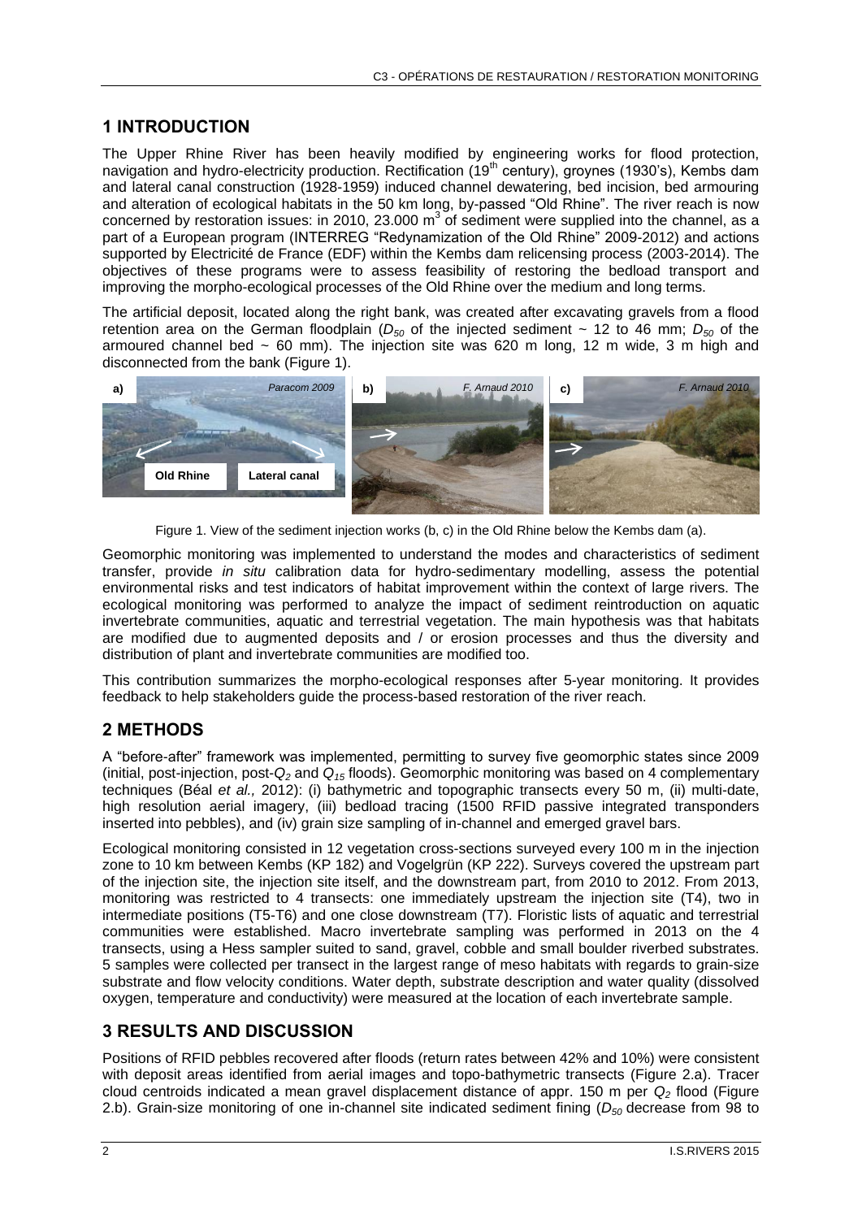## 1 INTRODUCTION

The Upper Rhine River has been heavily modified by engineering works for flood protection, navigation and hydro-electricity production. Rectification (19th century), groynes (1930's), Kembs dam and lateral canal construction (1928-1959) induced channel dewatering, bed incision, bed armouring and alteration of ecological habitats in the 50 km long, by-passed "Old Rhine". The river reach is now concerned by restoration issues: in 2010, 23.000 $m^3$ of sediment were supplied into the channel, as a part of a European program (INTERREG "Redynamization of the Old Rhine" 2009-2012) and actions supported by Electricité de France (EDF) within the Kembs dam relicensing process (2003-2014). The objectives of these programs were to assess feasibility of restoring the bedload transport and improving the morpho-ecological processes of the Old Rhine over the medium and long terms.

The artificial deposit, located along the right bank, was created after excavating gravels from a flood retention area on the German floodplain ($D_{50}$ of the injected sediment ~ 12 to 46 mm; $D_{50}$ of the armoured channel bed ~ 60 mm). The injection site was 620 m long, 12 m wide, 3 m high and disconnected from the bank (Figure 1).

a) Paracom 2009
Old Rhine
Lateral canal
b) F. Arnaud 2010
c) F. Arnaud 2010

Figure 1. View of the sediment injection works (b, c) in the Old Rhine below the Kembs dam (a).

Geomorphic monitoring was implemented to understand the modes and characteristics of sediment transfer, provide *in situ* calibration data for hydro-sedimentary modelling, assess the potential environmental risks and test indicators of habitat improvement within the context of large rivers. The ecological monitoring was performed to analyze the impact of sediment reintroduction on aquatic invertebrate communities, aquatic and terrestrial vegetation. The main hypothesis was that habitats are modified due to augmented deposits and / or erosion processes and thus the diversity and distribution of plant and invertebrate communities are modified too.

This contribution summarizes the morpho-ecological responses after 5-year monitoring. It provides feedback to help stakeholders guide the process-based restoration of the river reach.

## 2 METHODS

A "before-after" framework was implemented, permitting to survey five geomorphic states since 2009 (initial, post-injection, post-$Q_2$ and $Q_{15}$ floods). Geomorphic monitoring was based on 4 complementary techniques (Béal *et al.,* 2012): (i) bathymetric and topographic transects every 50 m, (ii) multi-date, high resolution aerial imagery, (iii) bedload tracing (1500 RFID passive integrated transponders inserted into pebbles), and (iv) grain size sampling of in-channel and emerged gravel bars.

Ecological monitoring consisted in 12 vegetation cross-sections surveyed every 100 m in the injection zone to 10 km between Kembs (KP 182) and Vogelgrün (KP 222). Surveys covered the upstream part of the injection site, the injection site itself, and the downstream part, from 2010 to 2012. From 2013, monitoring was restricted to 4 transects: one immediately upstream the injection site (T4), two in intermediate positions (T5-T6) and one close downstream (T7). Floristic lists of aquatic and terrestrial communities were established. Macro invertebrate sampling was performed in 2013 on the 4 transects, using a Hess sampler suited to sand, gravel, cobble and small boulder riverbed substrates. 5 samples were collected per transect in the largest range of meso habitats with regards to grain-size substrate and flow velocity conditions. Water depth, substrate description and water quality (dissolved oxygen, temperature and conductivity) were measured at the location of each invertebrate sample.

## 3 RESULTS AND DISCUSSION

Positions of RFID pebbles recovered after floods (return rates between 42% and 10%) were consistent with deposit areas identified from aerial images and topo-bathymetric transects (Figure 2.a). Tracer cloud centroids indicated a mean gravel displacement distance of appr. 150 m per $Q_2$ flood (Figure 2.b). Grain-size monitoring of one in-channel site indicated sediment fining ($D_{50}$ decrease from 98 to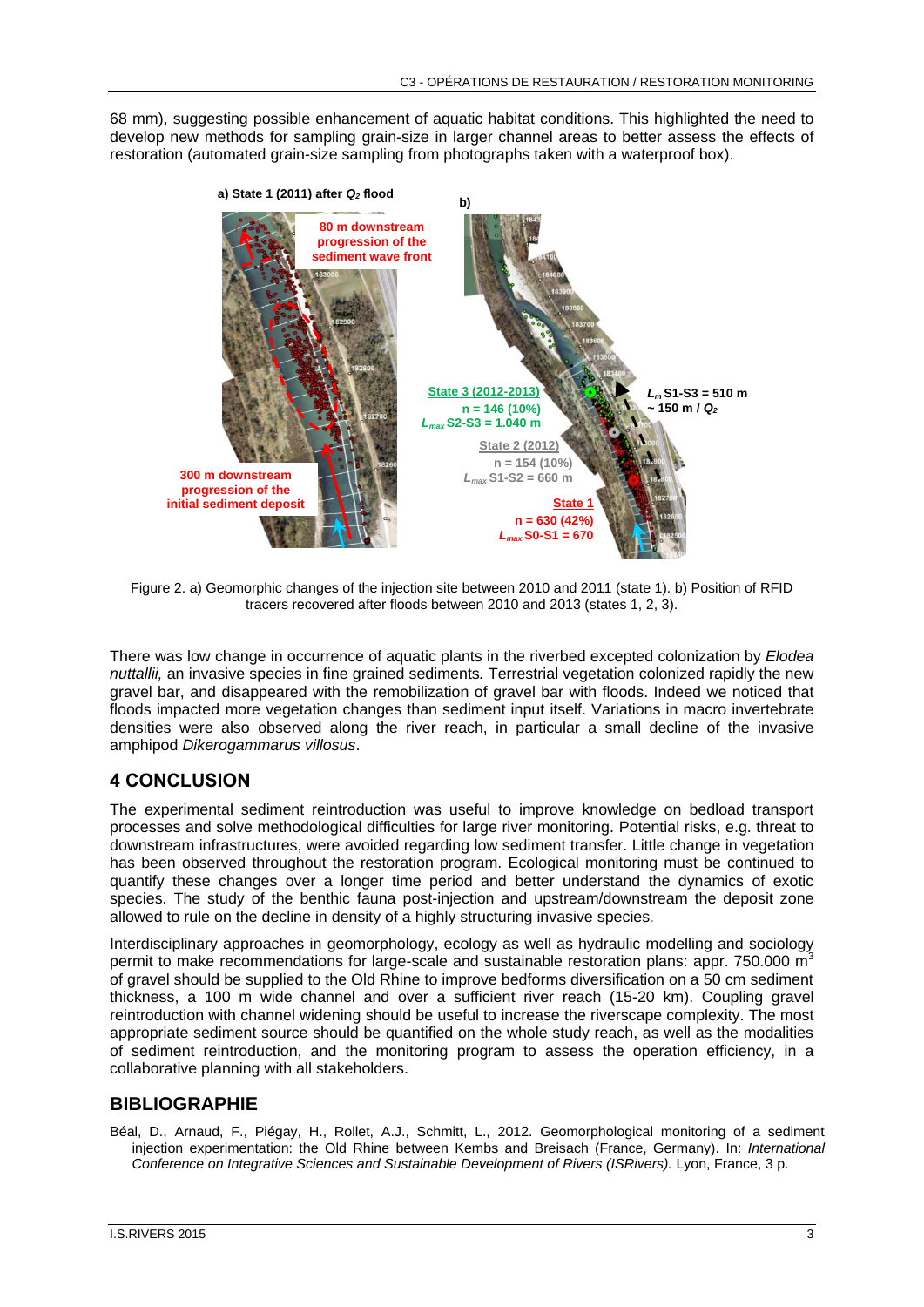68 mm), suggesting possible enhancement of aquatic habitat conditions. This highlighted the need to develop new methods for sampling grain-size in larger channel areas to better assess the effects of restoration (automated grain-size sampling from photographs taken with a waterproof box).

a) State 1 (2011) after $Q_2$ flood

80 m downstream progression of the sediment wave front

300 m downstream progression of the initial sediment deposit

b)

State 3 (2012-2013)
n = 146 (10%)
$L_{max}$ S2-S3 = 1.040 m

State 2 (2012)
n = 154 (10%)
$L_{max}$ S1-S2 = 660 m

State 1
n = 630 (42%)
$L_{max}$ S0-S1 = 670

$L_m$ S1-S3 = 510 m
~ 150 m / $Q_2$

Figure 2. a) Geomorphic changes of the injection site between 2010 and 2011 (state 1). b) Position of RFID tracers recovered after floods between 2010 and 2013 (states 1, 2, 3).

There was low change in occurrence of aquatic plants in the riverbed excepted colonization by *Elodea nuttallii,* an invasive species in fine grained sediments. Terrestrial vegetation colonized rapidly the new gravel bar, and disappeared with the remobilization of gravel bar with floods. Indeed we noticed that floods impacted more vegetation changes than sediment input itself. Variations in macro invertebrate densities were also observed along the river reach, in particular a small decline of the invasive amphipod *Dikerogammarus villosus*.

## 4 CONCLUSION

The experimental sediment reintroduction was useful to improve knowledge on bedload transport processes and solve methodological difficulties for large river monitoring. Potential risks, e.g. threat to downstream infrastructures, were avoided regarding low sediment transfer. Little change in vegetation has been observed throughout the restoration program. Ecological monitoring must be continued to quantify these changes over a longer time period and better understand the dynamics of exotic species. The study of the benthic fauna post-injection and upstream/downstream the deposit zone allowed to rule on the decline in density of a highly structuring invasive species.

Interdisciplinary approaches in geomorphology, ecology as well as hydraulic modelling and sociology permit to make recommendations for large-scale and sustainable restoration plans: appr. 750.000 $m^3$ of gravel should be supplied to the Old Rhine to improve bedforms diversification on a 50 cm sediment thickness, a 100 m wide channel and over a sufficient river reach (15-20 km). Coupling gravel reintroduction with channel widening should be useful to increase the riverscape complexity. The most appropriate sediment source should be quantified on the whole study reach, as well as the modalities of sediment reintroduction, and the monitoring program to assess the operation efficiency, in a collaborative planning with all stakeholders.

## BIBLIOGRAPHIE

Béal, D., Arnaud, F., Piégay, H., Rollet, A.J., Schmitt, L., 2012. Geomorphological monitoring of a sediment injection experimentation: the Old Rhine between Kembs and Breisach (France, Germany). In: *International Conference on Integrative Sciences and Sustainable Development of Rivers (ISRivers).* Lyon, France, 3 p.